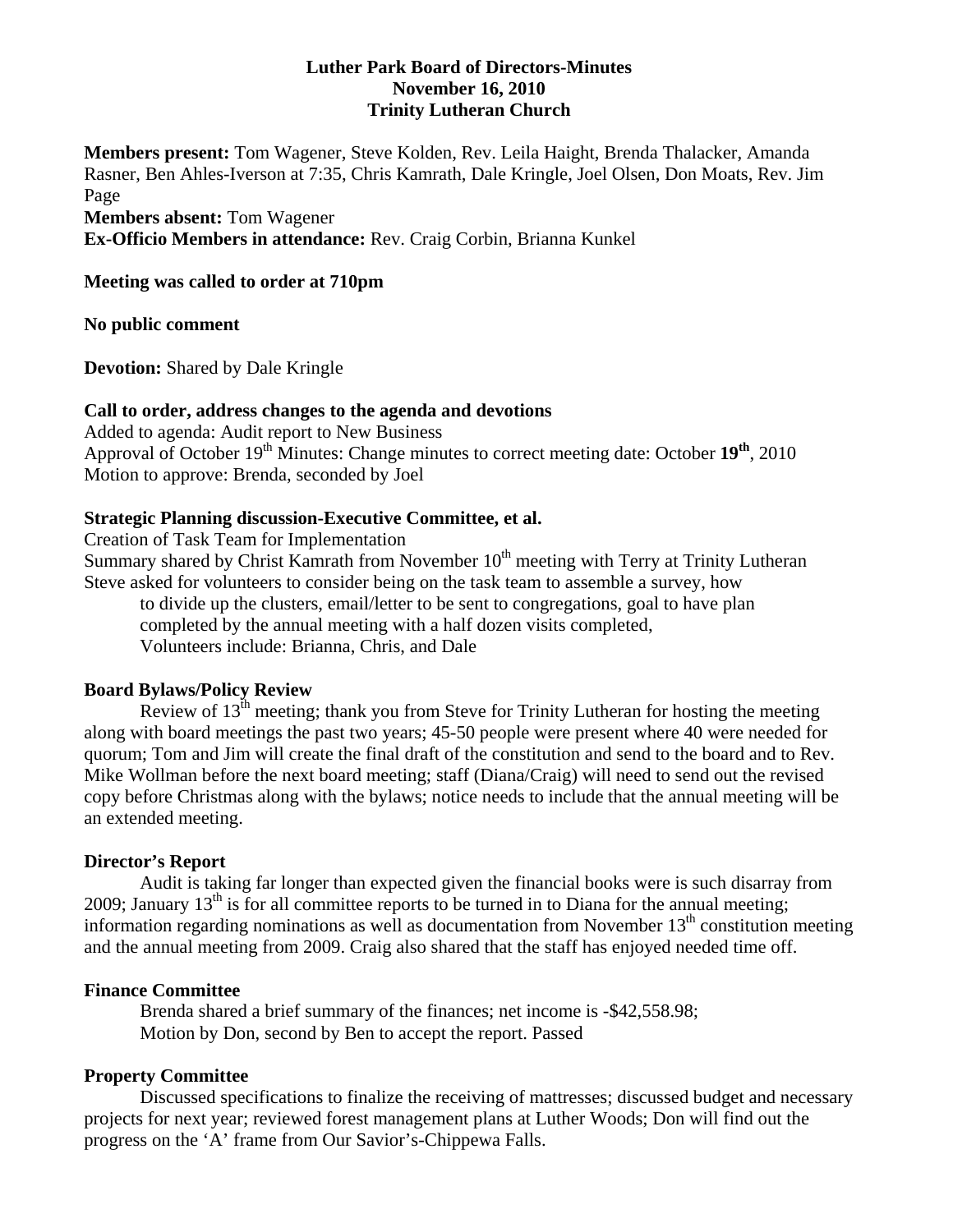**Luther Park Board of Directors-Minutes**
**November 16, 2010**
**Trinity Lutheran Church**

**Members present:** Tom Wagener, Steve Kolden, Rev. Leila Haight, Brenda Thalacker, Amanda Rasner, Ben Ahles-Iverson at 7:35, Chris Kamrath, Dale Kringle, Joel Olsen, Don Moats, Rev. Jim Page
**Members absent:** Tom Wagener
**Ex-Officio Members in attendance:** Rev. Craig Corbin, Brianna Kunkel

**Meeting was called to order at 710pm**

**No public comment**

**Devotion:** Shared by Dale Kringle

**Call to order, address changes to the agenda and devotions**
Added to agenda: Audit report to New Business
Approval of October 19th Minutes: Change minutes to correct meeting date: October **19th**, 2010
Motion to approve: Brenda, seconded by Joel

**Strategic Planning discussion-Executive Committee, et al.**
Creation of Task Team for Implementation
Summary shared by Christ Kamrath from November 10th meeting with Terry at Trinity Lutheran
Steve asked for volunteers to consider being on the task team to assemble a survey, how
to divide up the clusters, email/letter to be sent to congregations, goal to have plan completed by the annual meeting with a half dozen visits completed,
Volunteers include: Brianna, Chris, and Dale

**Board Bylaws/Policy Review**
Review of 13th meeting; thank you from Steve for Trinity Lutheran for hosting the meeting along with board meetings the past two years; 45-50 people were present where 40 were needed for quorum; Tom and Jim will create the final draft of the constitution and send to the board and to Rev. Mike Wollman before the next board meeting; staff (Diana/Craig) will need to send out the revised copy before Christmas along with the bylaws; notice needs to include that the annual meeting will be an extended meeting.

**Director's Report**
Audit is taking far longer than expected given the financial books were is such disarray from 2009; January 13th is for all committee reports to be turned in to Diana for the annual meeting; information regarding nominations as well as documentation from November 13th constitution meeting and the annual meeting from 2009. Craig also shared that the staff has enjoyed needed time off.

**Finance Committee**
Brenda shared a brief summary of the finances; net income is -$42,558.98;
Motion by Don, second by Ben to accept the report. Passed

**Property Committee**
Discussed specifications to finalize the receiving of mattresses; discussed budget and necessary projects for next year; reviewed forest management plans at Luther Woods; Don will find out the progress on the 'A' frame from Our Savior's-Chippewa Falls.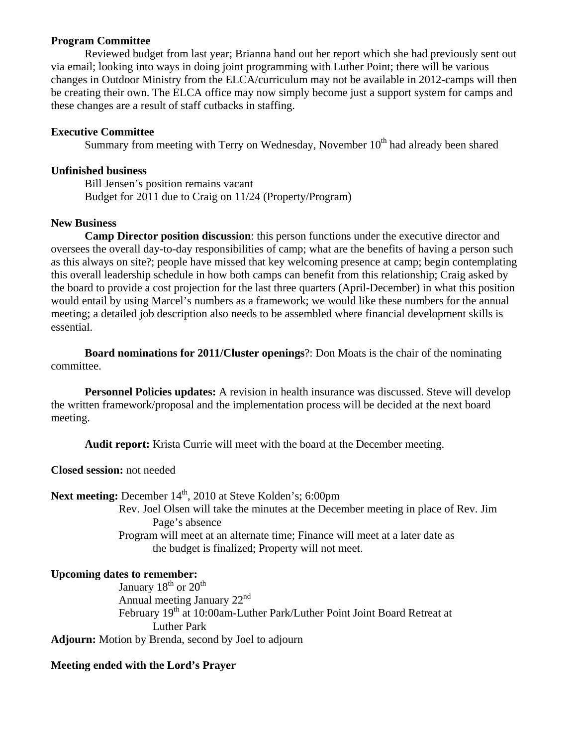**Program Committee**

Reviewed budget from last year; Brianna hand out her report which she had previously sent out via email; looking into ways in doing joint programming with Luther Point; there will be various changes in Outdoor Ministry from the ELCA/curriculum may not be available in 2012-camps will then be creating their own. The ELCA office may now simply become just a support system for camps and these changes are a result of staff cutbacks in staffing.

**Executive Committee**

Summary from meeting with Terry on Wednesday, November 10th had already been shared

**Unfinished business**

Bill Jensen's position remains vacant
Budget for 2011 due to Craig on 11/24 (Property/Program)

**New Business**

**Camp Director position discussion**: this person functions under the executive director and oversees the overall day-to-day responsibilities of camp; what are the benefits of having a person such as this always on site?; people have missed that key welcoming presence at camp; begin contemplating this overall leadership schedule in how both camps can benefit from this relationship; Craig asked by the board to provide a cost projection for the last three quarters (April-December) in what this position would entail by using Marcel's numbers as a framework; we would like these numbers for the annual meeting; a detailed job description also needs to be assembled where financial development skills is essential.

**Board nominations for 2011/Cluster openings**?: Don Moats is the chair of the nominating committee.

**Personnel Policies updates:** A revision in health insurance was discussed. Steve will develop the written framework/proposal and the implementation process will be decided at the next board meeting.

**Audit report:** Krista Currie will meet with the board at the December meeting.

**Closed session:** not needed

**Next meeting:** December 14th, 2010 at Steve Kolden's; 6:00pm

Rev. Joel Olsen will take the minutes at the December meeting in place of Rev. Jim Page's absence
Program will meet at an alternate time; Finance will meet at a later date as the budget is finalized; Property will not meet.

**Upcoming dates to remember:**

January 18th or 20th
Annual meeting January 22nd
February 19th at 10:00am-Luther Park/Luther Point Joint Board Retreat at Luther Park

**Adjourn:** Motion by Brenda, second by Joel to adjourn

**Meeting ended with the Lord's Prayer**